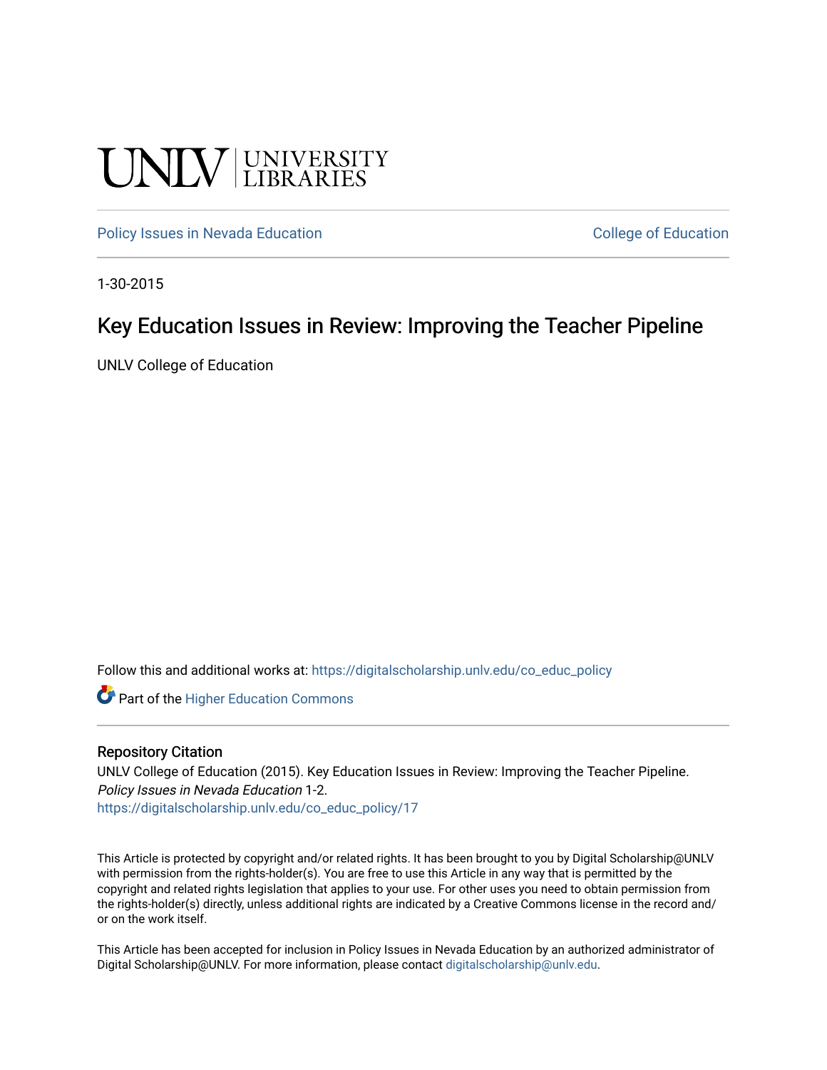UNLV | UNIVERSITY LIBRARIES

Policy Issues in Nevada Education　　College of Education

1-30-2015

# Key Education Issues in Review: Improving the Teacher Pipeline

UNLV College of Education

Follow this and additional works at: https://digitalscholarship.unlv.edu/co_educ_policy

Part of the Higher Education Commons

## Repository Citation

UNLV College of Education (2015). Key Education Issues in Review: Improving the Teacher Pipeline. *Policy Issues in Nevada Education* 1-2.
https://digitalscholarship.unlv.edu/co_educ_policy/17

This Article is protected by copyright and/or related rights. It has been brought to you by Digital Scholarship@UNLV with permission from the rights-holder(s). You are free to use this Article in any way that is permitted by the copyright and related rights legislation that applies to your use. For other uses you need to obtain permission from the rights-holder(s) directly, unless additional rights are indicated by a Creative Commons license in the record and/or on the work itself.

This Article has been accepted for inclusion in Policy Issues in Nevada Education by an authorized administrator of Digital Scholarship@UNLV. For more information, please contact digitalscholarship@unlv.edu.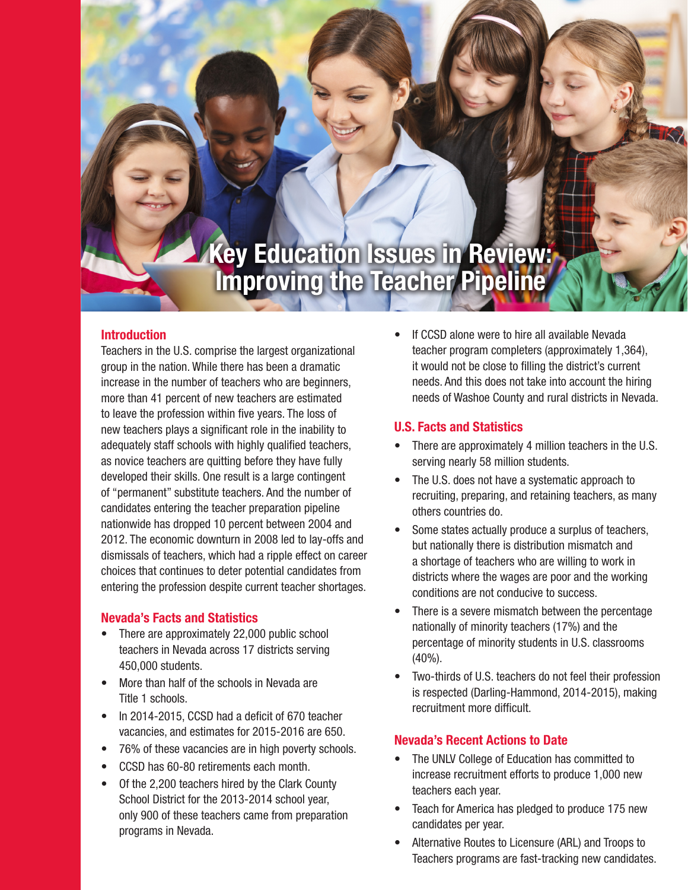# Key Education Issues in Review: Improving the Teacher Pipeline

## Introduction

Teachers in the U.S. comprise the largest organizational group in the nation. While there has been a dramatic increase in the number of teachers who are beginners, more than 41 percent of new teachers are estimated to leave the profession within five years. The loss of new teachers plays a significant role in the inability to adequately staff schools with highly qualified teachers, as novice teachers are quitting before they have fully developed their skills. One result is a large contingent of "permanent" substitute teachers. And the number of candidates entering the teacher preparation pipeline nationwide has dropped 10 percent between 2004 and 2012. The economic downturn in 2008 led to lay-offs and dismissals of teachers, which had a ripple effect on career choices that continues to deter potential candidates from entering the profession despite current teacher shortages.

## Nevada's Facts and Statistics

- There are approximately 22,000 public school teachers in Nevada across 17 districts serving 450,000 students.
- More than half of the schools in Nevada are Title 1 schools.
- In 2014-2015, CCSD had a deficit of 670 teacher vacancies, and estimates for 2015-2016 are 650.
- 76% of these vacancies are in high poverty schools.
- CCSD has 60-80 retirements each month.
- Of the 2,200 teachers hired by the Clark County School District for the 2013-2014 school year, only 900 of these teachers came from preparation programs in Nevada.
- If CCSD alone were to hire all available Nevada teacher program completers (approximately 1,364), it would not be close to filling the district's current needs. And this does not take into account the hiring needs of Washoe County and rural districts in Nevada.

## U.S. Facts and Statistics

- There are approximately 4 million teachers in the U.S. serving nearly 58 million students.
- The U.S. does not have a systematic approach to recruiting, preparing, and retaining teachers, as many others countries do.
- Some states actually produce a surplus of teachers, but nationally there is distribution mismatch and a shortage of teachers who are willing to work in districts where the wages are poor and the working conditions are not conducive to success.
- There is a severe mismatch between the percentage nationally of minority teachers (17%) and the percentage of minority students in U.S. classrooms (40%).
- Two-thirds of U.S. teachers do not feel their profession is respected (Darling-Hammond, 2014-2015), making recruitment more difficult.

## Nevada's Recent Actions to Date

- The UNLV College of Education has committed to increase recruitment efforts to produce 1,000 new teachers each year.
- Teach for America has pledged to produce 175 new candidates per year.
- Alternative Routes to Licensure (ARL) and Troops to Teachers programs are fast-tracking new candidates.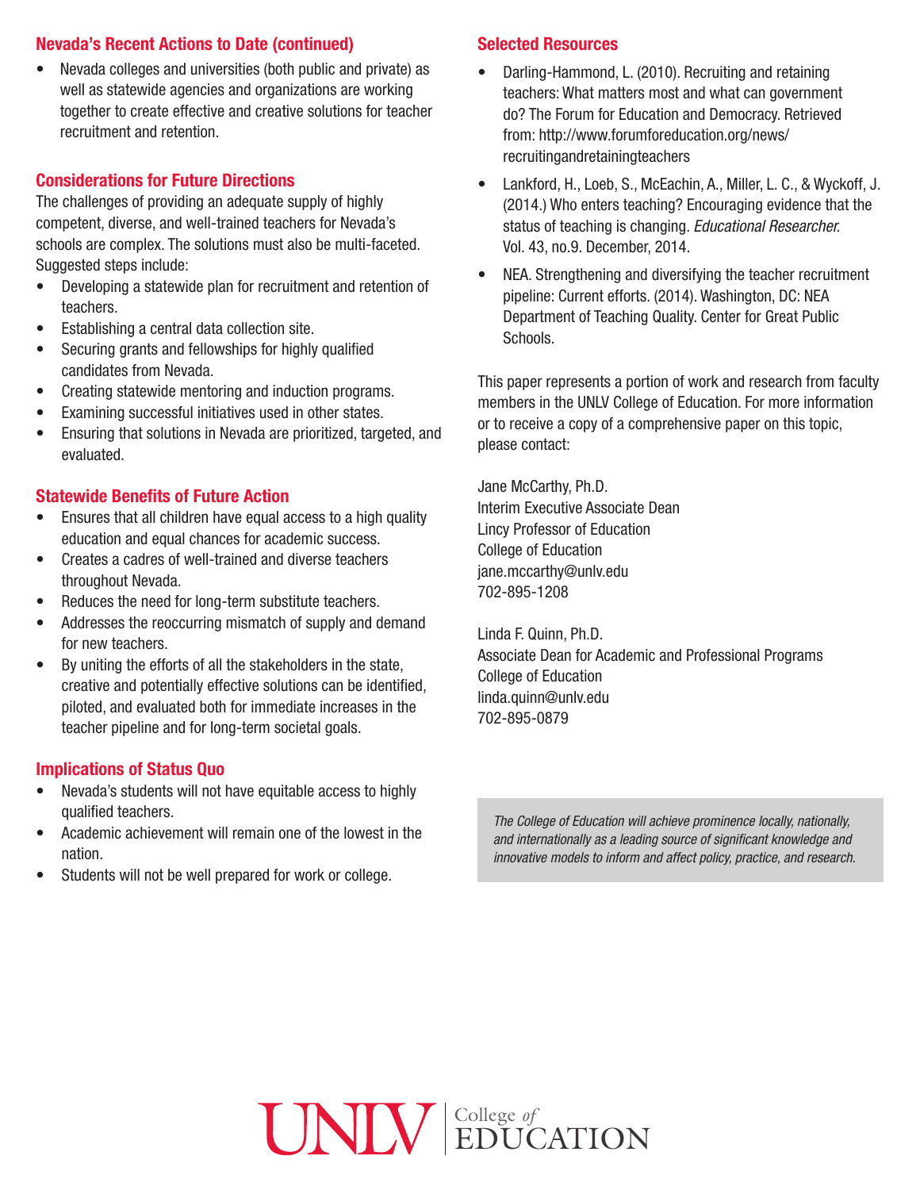## Nevada's Recent Actions to Date (continued)

- Nevada colleges and universities (both public and private) as well as statewide agencies and organizations are working together to create effective and creative solutions for teacher recruitment and retention.

## Considerations for Future Directions

The challenges of providing an adequate supply of highly competent, diverse, and well-trained teachers for Nevada's schools are complex. The solutions must also be multi-faceted. Suggested steps include:

- Developing a statewide plan for recruitment and retention of teachers.
- Establishing a central data collection site.
- Securing grants and fellowships for highly qualified candidates from Nevada.
- Creating statewide mentoring and induction programs.
- Examining successful initiatives used in other states.
- Ensuring that solutions in Nevada are prioritized, targeted, and evaluated.

## Statewide Benefits of Future Action

- Ensures that all children have equal access to a high quality education and equal chances for academic success.
- Creates a cadres of well-trained and diverse teachers throughout Nevada.
- Reduces the need for long-term substitute teachers.
- Addresses the reoccurring mismatch of supply and demand for new teachers.
- By uniting the efforts of all the stakeholders in the state, creative and potentially effective solutions can be identified, piloted, and evaluated both for immediate increases in the teacher pipeline and for long-term societal goals.

## Implications of Status Quo

- Nevada's students will not have equitable access to highly qualified teachers.
- Academic achievement will remain one of the lowest in the nation.
- Students will not be well prepared for work or college.

## Selected Resources

- Darling-Hammond, L. (2010). Recruiting and retaining teachers: What matters most and what can government do? The Forum for Education and Democracy. Retrieved from: http://www.forumforeducation.org/news/recruitingandretainingteachers
- Lankford, H., Loeb, S., McEachin, A., Miller, L. C., & Wyckoff, J. (2014.) Who enters teaching? Encouraging evidence that the status of teaching is changing. *Educational Researcher.* Vol. 43, no.9. December, 2014.
- NEA. Strengthening and diversifying the teacher recruitment pipeline: Current efforts. (2014). Washington, DC: NEA Department of Teaching Quality. Center for Great Public Schools.

This paper represents a portion of work and research from faculty members in the UNLV College of Education. For more information or to receive a copy of a comprehensive paper on this topic, please contact:

Jane McCarthy, Ph.D.
Interim Executive Associate Dean
Lincy Professor of Education
College of Education
jane.mccarthy@unlv.edu
702-895-1208

Linda F. Quinn, Ph.D.
Associate Dean for Academic and Professional Programs
College of Education
linda.quinn@unlv.edu
702-895-0879

*The College of Education will achieve prominence locally, nationally, and internationally as a leading source of significant knowledge and innovative models to inform and affect policy, practice, and research.*

UNLV | College *of* EDUCATION